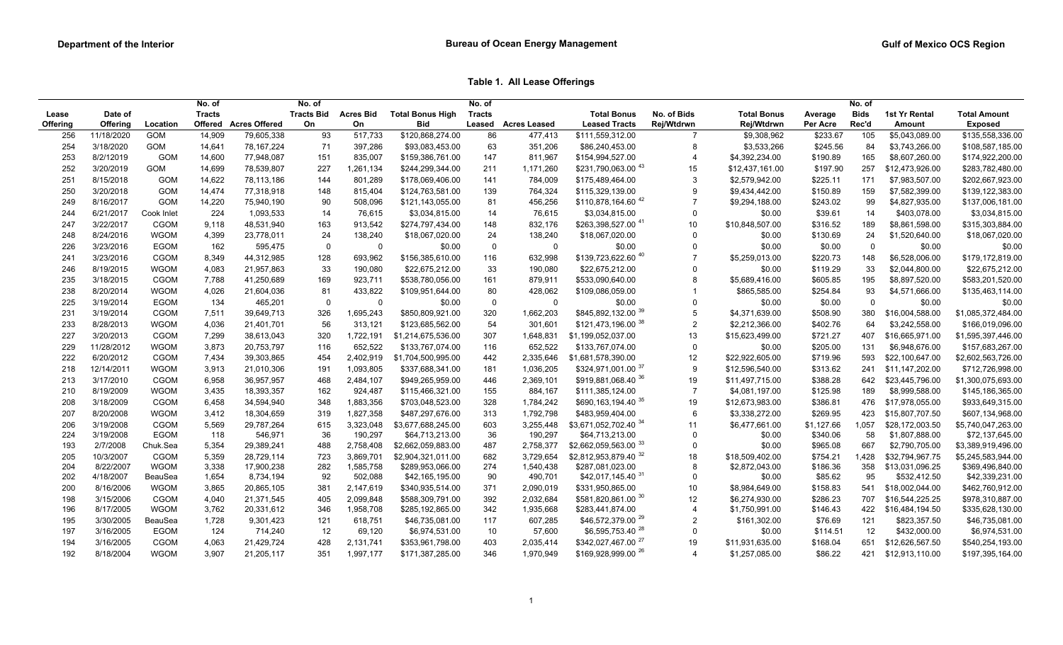Department of the Interior | Bureau of Ocean Energy Management | Gulf of Mexico OCS Region

**Table 1. All Lease Offerings**

| Lease Offering | Date of Offering | Location | No. of Tracts Offered | Acres Offered | No. of Tracts Bid On | Acres Bid On | Total Bonus High Bid | No. of Tracts Leased | Acres Leased | Total Bonus Leased Tracts | No. of Bids Rej/Wtdrwn | Total Bonus Rej/Wtdrwn | Average Per Acre | No. of Bids Rec'd | 1st Yr Rental Amount | Total Amount Exposed |
|---|---|---|---|---|---|---|---|---|---|---|---|---|---|---|---|---|
| 256 | 11/18/2020 | GOM | 14,909 | 79,605,338 | 93 | 517,733 | $120,868,274.00 | 86 | 477,413 | $111,559,312.00 | 7 | $9,308,962 | $233.67 | 105 | $5,043,089.00 | $135,558,336.00 |
| 254 | 3/18/2020 | GOM | 14,641 | 78,167,224 | 71 | 397,286 | $93,083,453.00 | 63 | 351,206 | $86,240,453.00 | 8 | $3,533,266 | $245.56 | 84 | $3,743,266.00 | $108,587,185.00 |
| 253 | 8/2/12019 | GOM | 14,600 | 77,948,087 | 151 | 835,007 | $159,386,761.00 | 147 | 811,967 | $154,994,527.00 | 4 | $4,392,234.00 | $190.89 | 165 | $8,607,260.00 | $174,922,200.00 |
| 252 | 3/20/2019 | GOM | 14,699 | 78,539,807 | 227 | 1,261,134 | $244,299,344.00 | 211 | 1,171,260 | $231,790,063.00 [43] | 15 | $12,437,161.00 | $197.90 | 257 | $12,473,926.00 | $283,782,480.00 |
| 251 | 8/15/2018 | GOM | 14,622 | 78,113,186 | 144 | 801,289 | $178,069,406.00 | 141 | 784,009 | $175,489,464.00 | 3 | $2,579,942.00 | $225.11 | 171 | $7,983,507.00 | $202,667,923.00 |
| 250 | 3/20/2018 | GOM | 14,474 | 77,318,918 | 148 | 815,404 | $124,763,581.00 | 139 | 764,324 | $115,329,139.00 | 9 | $9,434,442.00 | $150.89 | 159 | $7,582,399.00 | $139,122,383.00 |
| 249 | 8/16/2017 | GOM | 14,220 | 75,940,190 | 90 | 508,096 | $121,143,055.00 | 81 | 456,256 | $110,878,164.60 [42] | 7 | $9,294,188.00 | $243.02 | 99 | $4,827,935.00 | $137,006,181.00 |
| 244 | 6/21/2017 | Cook Inlet | 224 | 1,093,533 | 14 | 76,615 | $3,034,815.00 | 14 | 76,615 | $3,034,815.00 | 0 | $0.00 | $39.61 | 14 | $403,078.00 | $3,034,815.00 |
| 247 | 3/22/2017 | CGOM | 9,118 | 48,531,940 | 163 | 913,542 | $274,797,434.00 | 148 | 832,176 | $263,398,527.00 [41] | 10 | $10,848,507.00 | $316.52 | 189 | $8,861,598.00 | $315,303,884.00 |
| 248 | 8/24/2016 | WGOM | 4,399 | 23,778,011 | 24 | 138,240 | $18,067,020.00 | 24 | 138,240 | $18,067,020.00 | 0 | $0.00 | $130.69 | 24 | $1,520,640.00 | $18,067,020.00 |
| 226 | 3/23/2016 | EGOM | 162 | 595,475 | 0 | 0 | $0.00 | 0 | 0 | $0.00 | 0 | $0.00 | $0.00 | 0 | $0.00 | $0.00 |
| 241 | 3/23/2016 | CGOM | 8,349 | 44,312,985 | 128 | 693,962 | $156,385,610.00 | 116 | 632,998 | $139,723,622.60 [40] | 7 | $5,259,013.00 | $220.73 | 148 | $6,528,006.00 | $179,172,819.00 |
| 246 | 8/19/2015 | WGOM | 4,083 | 21,957,863 | 33 | 190,080 | $22,675,212.00 | 33 | 190,080 | $22,675,212.00 | 0 | $0.00 | $119.29 | 33 | $2,044,800.00 | $22,675,212.00 |
| 235 | 3/18/2015 | CGOM | 7,788 | 41,250,689 | 169 | 923,711 | $538,780,056.00 | 161 | 879,911 | $533,090,640.00 | 8 | $5,689,416.00 | $605.85 | 195 | $8,897,520.00 | $583,201,520.00 |
| 238 | 8/20/2014 | WGOM | 4,026 | 21,604,036 | 81 | 433,822 | $109,951,644.00 | 80 | 428,062 | $109,086,059.00 | 1 | $865,585.00 | $254.84 | 93 | $4,571,666.00 | $135,463,114.00 |
| 225 | 3/19/2014 | EGOM | 134 | 465,201 | 0 | 0 | $0.00 | 0 | 0 | $0.00 | 0 | $0.00 | $0.00 | 0 | $0.00 | $0.00 |
| 231 | 3/19/2014 | CGOM | 7,511 | 39,649,713 | 326 | 1,695,243 | $850,809,921.00 | 320 | 1,662,203 | $845,892,132.00 [39] | 5 | $4,371,639.00 | $508.90 | 380 | $16,004,588.00 | $1,085,372,484.00 |
| 233 | 8/28/2013 | WGOM | 4,036 | 21,401,701 | 56 | 313,121 | $123,685,562.00 | 54 | 301,601 | $121,473,196.00 [38] | 2 | $2,212,366.00 | $402.76 | 64 | $3,242,558.00 | $166,019,096.00 |
| 227 | 3/20/2013 | CGOM | 7,299 | 38,613,043 | 320 | 1,722,191 | $1,214,675,536.00 | 307 | 1,648,831 | $1,199,052,037.00 | 13 | $15,623,499.00 | $721.27 | 407 | $16,665,971.00 | $1,595,397,446.00 |
| 229 | 11/28/2012 | WGOM | 3,873 | 20,753,797 | 116 | 652,522 | $133,767,074.00 | 116 | 652,522 | $133,767,074.00 | 0 | $0.00 | $205.00 | 131 | $6,948,676.00 | $157,683,267.00 |
| 222 | 6/20/2012 | CGOM | 7,434 | 39,303,865 | 454 | 2,402,919 | $1,704,500,995.00 | 442 | 2,335,646 | $1,681,578,390.00 | 12 | $22,922,605.00 | $719.96 | 593 | $22,100,647.00 | $2,602,563,726.00 |
| 218 | 12/14/2011 | WGOM | 3,913 | 21,010,306 | 191 | 1,093,805 | $337,688,341.00 | 181 | 1,036,205 | $324,971,001.00 [37] | 9 | $12,596,540.00 | $313.62 | 241 | $11,147,202.00 | $712,726,998.00 |
| 213 | 3/17/2010 | CGOM | 6,958 | 36,957,957 | 468 | 2,484,107 | $949,265,959.00 | 446 | 2,369,101 | $919,881,068.40 [36] | 19 | $11,497,715.00 | $388.28 | 642 | $23,445,796.00 | $1,300,075,693.00 |
| 210 | 8/19/2009 | WGOM | 3,435 | 18,393,357 | 162 | 924,487 | $115,466,321.00 | 155 | 884,167 | $111,385,124.00 | 7 | $4,081,197.00 | $125.98 | 189 | $8,999,588.00 | $145,186,365.00 |
| 208 | 3/18/2009 | CGOM | 6,458 | 34,594,940 | 348 | 1,883,356 | $703,048,523.00 | 328 | 1,784,242 | $690,163,194.40 [35] | 19 | $12,673,983.00 | $386.81 | 476 | $17,978,055.00 | $933,649,315.00 |
| 207 | 8/20/2008 | WGOM | 3,412 | 18,304,659 | 319 | 1,827,358 | $487,297,676.00 | 313 | 1,792,798 | $483,959,404.00 | 6 | $3,338,272.00 | $269.95 | 423 | $15,807,707.50 | $607,134,968.00 |
| 206 | 3/19/2008 | CGOM | 5,569 | 29,787,264 | 615 | 3,323,048 | $3,677,688,245.00 | 603 | 3,255,448 | $3,671,052,702.40 [34] | 11 | $6,477,661.00 | $1,127.66 | 1,057 | $28,172,003.50 | $5,740,047,263.00 |
| 224 | 3/19/2008 | EGOM | 118 | 546,971 | 36 | 190,297 | $64,713,213.00 | 36 | 190,297 | $64,713,213.00 | 0 | $0.00 | $340.06 | 58 | $1,807,888.00 | $72,137,645.00 |
| 193 | 2/7/2008 | Chuk.Sea | 5,354 | 29,389,241 | 488 | 2,758,408 | $2,662,059,883.00 | 487 | 2,758,377 | $2,662,059,563.00 [33] | 0 | $0.00 | $965.08 | 667 | $2,790,705.00 | $3,389,919,496.00 |
| 205 | 10/3/2007 | CGOM | 5,359 | 28,729,114 | 723 | 3,869,701 | $2,904,321,011.00 | 682 | 3,729,654 | $2,812,953,879.40 [32] | 18 | $18,509,402.00 | $754.21 | 1,428 | $32,794,967.75 | $5,245,583,944.00 |
| 204 | 8/22/2007 | WGOM | 3,338 | 17,900,238 | 282 | 1,585,758 | $289,953,066.00 | 274 | 1,540,438 | $287,081,023.00 | 8 | $2,872,043.00 | $186.36 | 358 | $13,031,096.25 | $369,496,840.00 |
| 202 | 4/18/2007 | BeauSea | 1,654 | 8,734,194 | 92 | 502,088 | $42,165,195.00 | 90 | 490,701 | $42,017,145.40 [31] | 0 | $0.00 | $85.62 | 95 | $532,412.50 | $42,339,231.00 |
| 200 | 8/16/2006 | WGOM | 3,865 | 20,865,105 | 381 | 2,147,619 | $340,935,514.00 | 371 | 2,090,019 | $331,950,865.00 | 10 | $8,984,649.00 | $158.83 | 541 | $18,002,044.00 | $462,760,912.00 |
| 198 | 3/15/2006 | CGOM | 4,040 | 21,371,545 | 405 | 2,099,848 | $588,309,791.00 | 392 | 2,032,684 | $581,820,861.00 [30] | 12 | $6,274,930.00 | $286.23 | 707 | $16,544,225.25 | $978,310,887.00 |
| 196 | 8/17/2005 | WGOM | 3,762 | 20,331,612 | 346 | 1,958,708 | $285,192,865.00 | 342 | 1,935,668 | $283,441,874.00 | 4 | $1,750,991.00 | $146.43 | 422 | $16,484,194.50 | $335,628,130.00 |
| 195 | 3/30/2005 | BeauSea | 1,728 | 9,301,423 | 121 | 618,751 | $46,735,081.00 | 117 | 607,285 | $46,572,379.00 [29] | 2 | $161,302.00 | $76.69 | 121 | $823,357.50 | $46,735,081.00 |
| 197 | 3/16/2005 | EGOM | 124 | 714,240 | 12 | 69,120 | $6,974,531.00 | 10 | 57,600 | $6,595,753.40 [28] | 0 | $0.00 | $114.51 | 12 | $432,000.00 | $6,974,531.00 |
| 194 | 3/16/2005 | CGOM | 4,063 | 21,429,724 | 428 | 2,131,741 | $353,961,798.00 | 403 | 2,035,414 | $342,027,467.00 [27] | 19 | $11,931,635.00 | $168.04 | 651 | $12,626,567.50 | $540,254,193.00 |
| 192 | 8/18/2004 | WGOM | 3,907 | 21,205,117 | 351 | 1,997,177 | $171,387,285.00 | 346 | 1,970,949 | $169,928,999.00 [26] | 4 | $1,257,085.00 | $86.22 | 421 | $12,913,110.00 | $197,395,164.00 |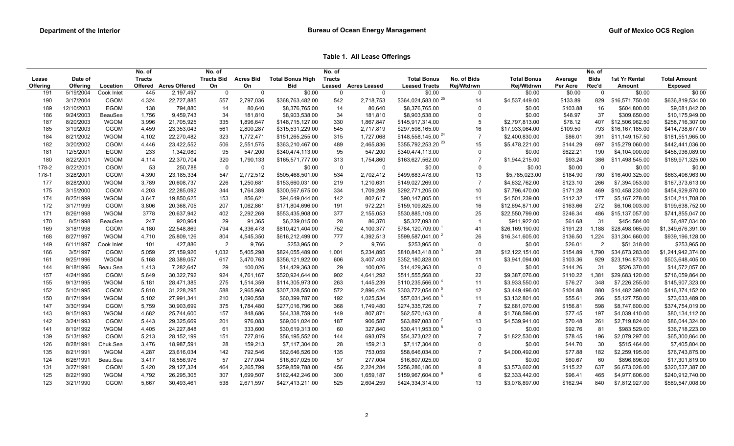Department of the Interior | Bureau of Ocean Energy Management | Gulf of Mexico OCS Region

**Table 1. All Lease Offerings**

| Lease Offering | Date of Offering | Location | No. of Tracts Offered | Acres Offered | No. of Tracts Bid On | Acres Bid On | Total Bonus High Bid | No. of Tracts Leased | Acres Leased | Total Bonus Leased Tracts | No. of Bids Rej/Wtdrwn | Total Bonus Rej/Wtdrwn | Average Per Acre | No. of Bids Rec'd | 1st Yr Rental Amount | Total Amount Exposed |
|---|---|---|---|---|---|---|---|---|---|---|---|---|---|---|---|---|
| 191 | 5/19/2004 | Cook Inlet | 445 | 2,197,497 | 0 | 0 | $0.00 | 0 | 0 | $0.00 | 0 | $0.00 | $0.00 | 0 | $0.00 | $0.00 |
| 190 | 3/17/2004 | CGOM | 4,324 | 22,727,885 | 557 | 2,797,036 | $368,763,482.00 | 542 | 2,718,753 | $364,024,583.00 [25] | 14 | $4,537,449.00 | $133.89 | 829 | $16,571,750.00 | $636,819,534.00 |
| 189 | 12/10/2003 | EGOM | 138 | 794,880 | 14 | 80,640 | $8,376,765.00 | 14 | 80,640 | $8,376,765.00 | 0 | $0.00 | $103.88 | 16 | $604,800.00 | $9,081,842.00 |
| 186 | 9/24/2003 | BeauSea | 1,756 | 9,459,743 | 34 | 181,810 | $8,903,538.00 | 34 | 181,810 | $8,903,538.00 | 0 | $0.00 | $48.97 | 37 | $309,650.00 | $10,175,949.00 |
| 187 | 8/20/2003 | WGOM | 3,996 | 21,705,925 | 335 | 1,896,647 | $148,715,127.00 | 330 | 1,867,847 | $145,917,314.00 | 5 | $2,797,813.00 | $78.12 | 407 | $12,506,962.50 | $258,716,307.00 |
| 185 | 3/19/2003 | CGOM | 4,459 | 23,353,043 | 561 | 2,800,287 | $315,531,229.00 | 545 | 2,717,819 | $297,598,165.00 | 16 | $17,933,064.00 | $109.50 | 793 | $16,167,185.00 | $414,738,677.00 |
| 184 | 8/21/2002 | WGOM | 4,102 | 22,270,482 | 323 | 1,772,471 | $151,265,255.00 | 315 | 1,727,068 | $148,558,145.00 [24] | 7 | $2,400,830.00 | $86.01 | 391 | $11,149,157.50 | $181,551,965.00 |
| 182 | 3/20/2002 | CGOM | 4,446 | 23,422,552 | 506 | 2,551,575 | $363,210,467.00 | 489 | 2,465,836 | $355,792,253.20 [23] | 15 | $5,478,221.00 | $144.29 | 697 | $15,279,060.00 | $442,441,036.00 |
| 181 | 12/5/2001 | EGOM | 233 | 1,342,080 | 95 | 547,200 | $340,474,113.00 | 95 | 547,200 | $340,474,113.00 | 0 | $0.00 | $622.21 | 190 | $4,104,000.00 | $458,936,089.00 |
| 180 | 8/22/2001 | WGOM | 4,114 | 22,370,704 | 320 | 1,790,133 | $165,571,777.00 | 313 | 1,754,860 | $163,627,562.00 | 7 | $1,944,215.00 | $93.24 | 386 | $11,498,545.00 | $189,971,325.00 |
| 178-2 | 8/22/2001 | CGOM | 53 | 250,788 | 0 | 0 | $0.00 | 0 | 0 | $0.00 | 0 | $0.00 | $0.00 | 0 | $0.00 | $0.00 |
| 178-1 | 3/28/2001 | CGOM | 4,390 | 23,185,334 | 547 | 2,772,512 | $505,468,501.00 | 534 | 2,702,412 | $499,683,478.00 | 13 | $5,785,023.00 | $184.90 | 780 | $16,400,325.00 | $663,406,963.00 |
| 177 | 8/28/2000 | WGOM | 3,789 | 20,608,737 | 226 | 1,250,681 | $153,660,031.00 | 219 | 1,210,631 | $149,027,269.00 | 7 | $4,632,762.00 | $123.10 | 266 | $7,394,053.00 | $167,373,613.00 |
| 175 | 3/15/2000 | CGOM | 4,203 | 22,285,092 | 344 | 1,764,389 | $300,567,675.00 | 334 | 1,709,289 | $292,771,205.00 | 10 | $7,796,470.00 | $171.28 | 469 | $10,458,230.00 | $454,929,870.00 |
| 174 | 8/25/1999 | WGOM | 3,647 | 19,850,625 | 153 | 856,621 | $94,649,044.00 | 142 | 802,617 | $90,147,805.00 | 11 | $4,501,239.00 | $112.32 | 177 | $5,167,278.00 | $104,211,708.00 |
| 172 | 3/17/1999 | CGOM | 3,806 | 20,368,705 | 207 | 1,062,861 | $171,804,696.00 | 191 | 972,221 | $159,109,825.00 | 16 | $12,694,871.00 | $163.66 | 272 | $6,106,003.00 | $199,638,752.00 |
| 171 | 8/26/1998 | WGOM | 3778 | 20,637,942 | 402 | 2,292,269 | $553,435,908.00 | 377 | 2,155,053 | $530,885,109.00 | 25 | $22,550,799.00 | $246.34 | 486 | $15,137,057.00 | $741,855,047.00 |
| 170 | 8/5/1998 | BeauSea | 247 | 920,964 | 29 | 91,365 | $6,239,015.00 | 28 | 86,370 | $5,327,093.00 | 1 | $911,922.00 | $61.68 | 31 | $454,584.00 | $6,487,034.00 |
| 169 | 3/18/1998 | CGOM | 4,180 | 22,548,869 | 794 | 4,336,478 | $810,421,404.00 | 752 | 4,100,377 | $784,120,709.00 [1] | 41 | $26,169,190.00 | $191.23 | 1,188 | $28,498,065.00 | $1,349,676,391.00 |
| 168 | 8/27/1997 | WGOM | 4,710 | 25,809,126 | 804 | 4,545,350 | $616,212,499.00 | 777 | 4,392,513 | $599,587,041.00 [2] | 26 | $16,341,605.00 | $136.50 | 1,224 | $31,304,660.00 | $939,196,128.00 |
| 149 | 6/11/1997 | Cook Inlet | 101 | 427,886 | 2 | 9,766 | $253,965.00 | 2 | 9,766 | $253,965.00 | 0 | $0.00 | $26.01 | 2 | $51,318.00 | $253,965.00 |
| 166 | 3/5/1997 | CGOM | 5,059 | 27,159,926 | 1,032 | 5,405,298 | $824,055,489.00 | 1,001 | 5,234,895 | $810,843,418.00 [3] | 28 | $12,122,151.00 | $154.89 | 1,790 | $34,673,283.00 | $1,241,942,374.00 |
| 161 | 9/25/1996 | WGOM | 5,168 | 28,389,057 | 617 | 3,470,763 | $356,121,922.00 | 606 | 3,407,403 | $352,180,828.00 | 11 | $3,941,094.00 | $103.36 | 929 | $23,194,873.00 | $503,648,405.00 |
| 144 | 9/18/1996 | Beau.Sea | 1,413 | 7,282,647 | 29 | 100,026 | $14,429,363.00 | 29 | 100,026 | $14,429,363.00 | 0 | $0.00 | $144.26 | 31 | $526,370.00 | $14,572,057.00 |
| 157 | 4/24/1996 | CGOM | 5,649 | 30,322,792 | 924 | 4,761,167 | $520,924,644.00 | 902 | 4,641,292 | $511,555,568.00 | 22 | $9,387,076.00 | $110.22 | 1,381 | $29,683,120.00 | $716,059,864.00 |
| 155 | 9/13/1995 | WGOM | 5,181 | 28,471,385 | 275 | 1,514,359 | $114,305,973.00 | 263 | 1,445,239 | $110,235,566.00 [4] | 11 | $3,933,550.00 | $76.27 | 348 | $7,226,255.00 | $145,907,323.00 |
| 152 | 5/10/1995 | CGOM | 5,810 | 31,228,295 | 588 | 2,965,968 | $307,328,550.00 | 572 | 2,896,426 | $303,772,054.00 [5] | 12 | $3,449,496.00 | $104.88 | 880 | $14,482,390.00 | $416,374,152.00 |
| 150 | 8/17/1994 | WGOM | 5,102 | 27,991,341 | 210 | 1,090,558 | $60,399,787.00 | 192 | 1,025,534 | $57,031,346.00 [6] | 11 | $3,132,801.00 | $55.61 | 266 | $5,127,750.00 | $73,633,489.00 |
| 147 | 3/30/1994 | CGOM | 5,759 | 30,903,699 | 375 | 1,784,480 | $277,016,796.00 | 368 | 1,749,480 | $274,335,726.00 | 7 | $2,681,070.00 | $156.81 | 598 | $8,747,600.00 | $374,754,019.00 |
| 143 | 9/15/1993 | WGOM | 4,682 | 25,744,600 | 157 | 848,686 | $64,338,759.00 | 149 | 807,871 | $62,570,163.00 | 8 | $1,768,596.00 | $77.45 | 197 | $4,039,410.00 | $80,134,112.00 |
| 142 | 3/24/1993 | CGOM | 5,443 | 29,325,669 | 201 | 976,083 | $69,061,024.00 | 187 | 906,587 | $63,897,083.00 [7] | 13 | $4,539,941.00 | $70.48 | 261 | $2,719,824.00 | $86,044,324.00 |
| 141 | 8/19/1992 | WGOM | 4,405 | 24,227,848 | 61 | 333,600 | $30,619,313.00 | 60 | 327,840 | $30,411,953.00 [8] | 0 | $0.00 | $92.76 | 81 | $983,529.00 | $36,718,223.00 |
| 139 | 5/13/1992 | CGOM | 5,213 | 28,152,199 | 151 | 727,816 | $56,195,552.00 | 144 | 693,079 | $54,373,022.00 | 7 | $1,822,530.00 | $78.45 | 196 | $2,079,297.00 | $65,300,864.00 |
| 126 | 8/28/1991 | Chuk.Sea | 3,476 | 18,987,591 | 28 | 159,213 | $7,117,304.00 | 28 | 159,213 | $7,117,304.00 | 0 | $0.00 | $44.70 | 30 | $515,464.00 | $7,405,804.00 |
| 135 | 8/21/1991 | WGOM | 4,287 | 23,616,034 | 142 | 792,546 | $62,646,526.00 | 135 | 753,059 | $58,646,034.00 | 7 | $4,000,492.00 | $77.88 | 182 | $2,259,195.00 | $76,743,875.00 |
| 124 | 6/26/1991 | Beau.Sea | 3,417 | 18,556,976 | 57 | 277,004 | $16,807,025.00 | 57 | 277,004 | $16,807,025.00 | 0 | $0.00 | $60.67 | 60 | $896,896.00 | $17,301,819.00 |
| 131 | 3/27/1991 | CGOM | 5,420 | 29,127,324 | 464 | 2,265,799 | $259,859,788.00 | 456 | 2,224,284 | $256,286,186.00 | 8 | $3,573,602.00 | $115.22 | 637 | $6,673,026.00 | $320,537,387.00 |
| 125 | 8/22/1990 | WGOM | 4,792 | 26,295,305 | 307 | 1,699,507 | $162,442,246.00 | 300 | 1,659,187 | $159,967,604.00 [9] | 6 | $2,333,442.00 | $96.41 | 465 | $4,977,606.00 | $240,912,740.00 |
| 123 | 3/21/1990 | CGOM | 5,667 | 30,493,461 | 538 | 2,671,597 | $427,413,211.00 | 525 | 2,604,259 | $424,334,314.00 | 13 | $3,078,897.00 | $162.94 | 840 | $7,812,927.00 | $589,547,008.00 |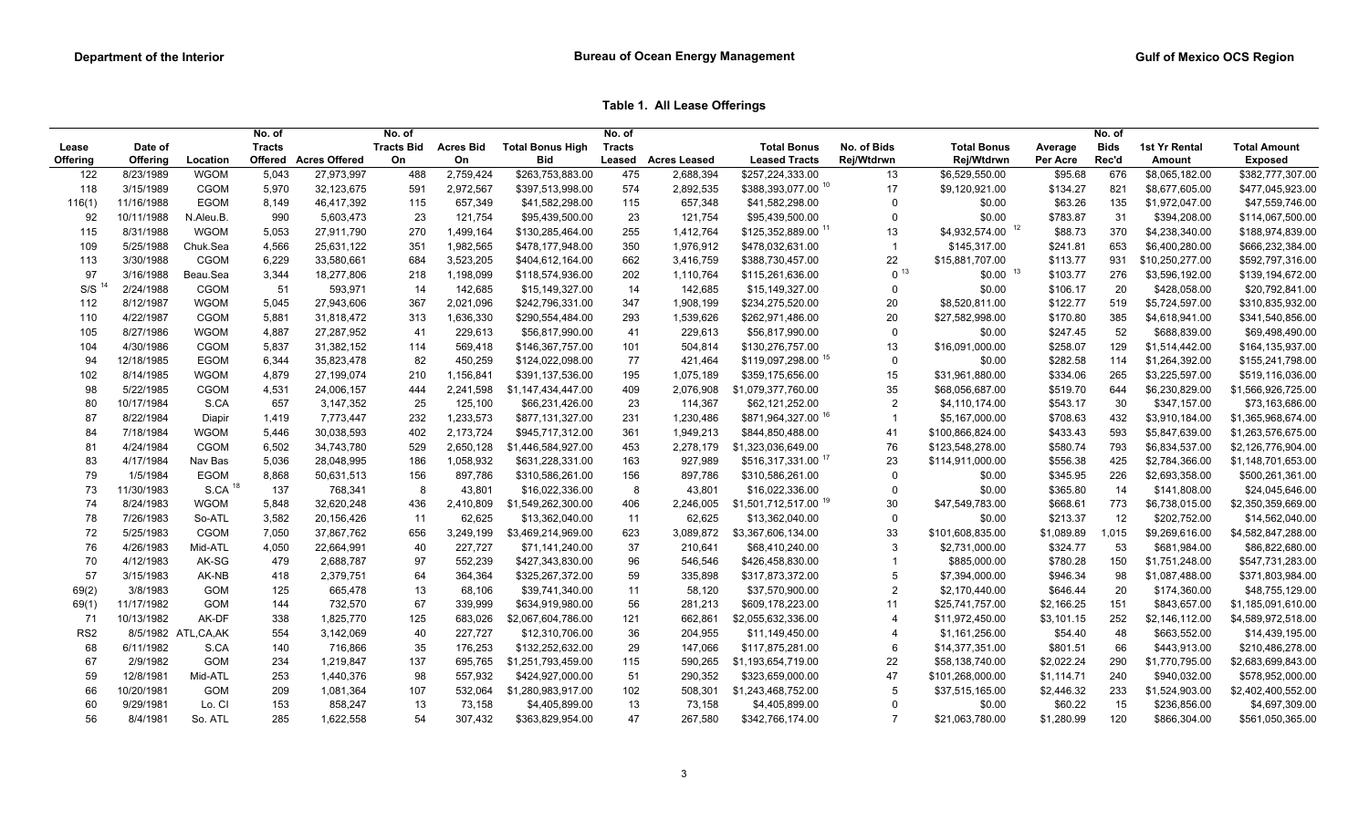**Table 1. All Lease Offerings**

| Lease Offering | Date of Offering | Location | No. of Tracts Offered | Acres Offered | No. of Tracts Bid On | Acres Bid On | Total Bonus High Bid | No. of Tracts Leased | Acres Leased | Total Bonus Leased Tracts | No. of Bids Rej/Wtdrwn | Total Bonus Rej/Wtdrwn | Average Per Acre | No. of Bids Rec'd | 1st Yr Rental Amount | Total Amount Exposed |
|---|---|---|---|---|---|---|---|---|---|---|---|---|---|---|---|---|
| 122 | 8/23/1989 | WGOM | 5,043 | 27,973,997 | 488 | 2,759,424 | $263,753,883.00 | 475 | 2,688,394 | $257,224,333.00 | 13 | $6,529,550.00 | $95.68 | 676 | $8,065,182.00 | $382,777,307.00 |
| 118 | 3/15/1989 | CGOM | 5,970 | 32,123,675 | 591 | 2,972,567 | $397,513,998.00 | 574 | 2,892,535 | $388,393,077.00 [10] | 17 | $9,120,921.00 | $134.27 | 821 | $8,677,605.00 | $477,045,923.00 |
| 116(1) | 11/16/1988 | EGOM | 8,149 | 46,417,392 | 115 | 657,349 | $41,582,298.00 | 115 | 657,348 | $41,582,298.00 | 0 | $0.00 | $63.26 | 135 | $1,972,047.00 | $47,559,746.00 |
| 92 | 10/11/1988 | N.Aleu.B. | 990 | 5,603,473 | 23 | 121,754 | $95,439,500.00 | 23 | 121,754 | $95,439,500.00 | 0 | $0.00 | $783.87 | 31 | $394,208.00 | $114,067,500.00 |
| 115 | 8/31/1988 | WGOM | 5,053 | 27,911,790 | 270 | 1,499,164 | $130,285,464.00 | 255 | 1,412,764 | $125,352,889.00 [11] | 13 | $4,932,574.00 [12] | $88.73 | 370 | $4,238,340.00 | $188,974,839.00 |
| 109 | 5/25/1988 | Chuk.Sea | 4,566 | 25,631,122 | 351 | 1,982,565 | $478,177,948.00 | 350 | 1,976,912 | $478,032,631.00 | 1 | $145,317.00 | $241.81 | 653 | $6,400,280.00 | $666,232,384.00 |
| 113 | 3/30/1988 | CGOM | 6,229 | 33,580,661 | 684 | 3,523,205 | $404,612,164.00 | 662 | 3,416,759 | $388,730,457.00 | 22 | $15,881,707.00 | $113.77 | 931 | $10,250,277.00 | $592,797,316.00 |
| 97 | 3/16/1988 | Beau.Sea | 3,344 | 18,277,806 | 218 | 1,198,099 | $118,574,936.00 | 202 | 1,110,764 | $115,261,636.00 | 0 [13] | $0.00 [13] | $103.77 | 276 | $3,596,192.00 | $139,194,672.00 |
| S/S [14] | 2/24/1988 | CGOM | 51 | 593,971 | 14 | 142,685 | $15,149,327.00 | 14 | 142,685 | $15,149,327.00 | 0 | $0.00 | $106.17 | 20 | $428,058.00 | $20,742,841.00 |
| 112 | 8/12/1987 | WGOM | 5,045 | 27,943,606 | 367 | 2,021,096 | $242,796,331.00 | 347 | 1,908,199 | $234,275,520.00 | 20 | $8,520,811.00 | $122.77 | 519 | $5,724,597.00 | $310,835,932.00 |
| 110 | 4/22/1987 | CGOM | 5,881 | 31,818,472 | 313 | 1,636,330 | $290,554,484.00 | 293 | 1,539,626 | $262,971,486.00 | 20 | $27,582,998.00 | $170.80 | 385 | $4,618,941.00 | $341,540,856.00 |
| 105 | 8/27/1986 | WGOM | 4,887 | 27,287,952 | 41 | 229,613 | $56,817,990.00 | 41 | 229,613 | $56,817,990.00 | 0 | $0.00 | $247.45 | 52 | $688,839.00 | $69,498,490.00 |
| 104 | 4/30/1986 | CGOM | 5,837 | 31,382,152 | 114 | 569,418 | $146,367,757.00 | 101 | 504,814 | $130,276,757.00 | 13 | $16,091,000.00 | $258.07 | 129 | $1,514,442.00 | $164,135,937.00 |
| 94 | 12/18/1985 | EGOM | 6,344 | 35,823,478 | 82 | 450,259 | $124,022,098.00 | 77 | 421,464 | $119,097,298.00 [15] | 0 | $0.00 | $282.58 | 114 | $1,264,392.00 | $155,241,798.00 |
| 102 | 8/14/1985 | WGOM | 4,879 | 27,199,074 | 210 | 1,156,841 | $391,137,536.00 | 195 | 1,075,189 | $359,175,656.00 | 15 | $31,961,880.00 | $334.06 | 265 | $3,225,597.00 | $519,116,036.00 |
| 98 | 5/22/1985 | CGOM | 4,531 | 24,006,157 | 444 | 2,241,598 | $1,147,434,447.00 | 409 | 2,076,908 | $1,079,377,760.00 | 35 | $68,056,687.00 | $519.70 | 644 | $6,230,829.00 | $1,566,926,725.00 |
| 80 | 10/17/1984 | S.CA | 657 | 3,147,352 | 25 | 125,100 | $66,231,426.00 | 23 | 114,367 | $62,121,252.00 | 2 | $4,110,174.00 | $543.17 | 30 | $347,157.00 | $73,163,686.00 |
| 87 | 8/22/1984 | Diapir | 1,419 | 7,773,447 | 232 | 1,233,573 | $877,131,327.00 | 231 | 1,230,486 | $871,964,327.00 [16] | 1 | $5,167,000.00 | $708.63 | 432 | $3,910,184.00 | $1,365,968,674.00 |
| 84 | 7/18/1984 | WGOM | 5,446 | 30,038,593 | 402 | 2,173,724 | $945,717,312.00 | 361 | 1,949,213 | $844,850,488.00 | 41 | $100,866,824.00 | $433.43 | 593 | $5,847,639.00 | $1,263,576,675.00 |
| 81 | 4/24/1984 | CGOM | 6,502 | 34,743,780 | 529 | 2,650,128 | $1,446,584,927.00 | 453 | 2,278,179 | $1,323,036,649.00 | 76 | $123,548,278.00 | $580.74 | 793 | $6,834,537.00 | $2,126,776,904.00 |
| 83 | 4/17/1984 | Nav Bas | 5,036 | 28,048,995 | 186 | 1,058,932 | $631,228,331.00 | 163 | 927,989 | $516,317,331.00 [17] | 23 | $114,911,000.00 | $556.38 | 425 | $2,784,366.00 | $1,148,701,653.00 |
| 79 | 1/5/1984 | EGOM | 8,868 | 50,631,513 | 156 | 897,786 | $310,586,261.00 | 156 | 897,786 | $310,586,261.00 | 0 | $0.00 | $345.95 | 226 | $2,693,358.00 | $500,261,361.00 |
| 73 | 11/30/1983 | S.CA [18] | 137 | 768,341 | 8 | 43,801 | $16,022,336.00 | 8 | 43,801 | $16,022,336.00 | 0 | $0.00 | $365.80 | 14 | $141,808.00 | $24,045,646.00 |
| 74 | 8/24/1983 | WGOM | 5,848 | 32,620,248 | 436 | 2,410,809 | $1,549,262,300.00 | 406 | 2,246,005 | $1,501,712,517.00 [19] | 30 | $47,549,783.00 | $668.61 | 773 | $6,738,015.00 | $2,350,359,669.00 |
| 78 | 7/26/1983 | So-ATL | 3,582 | 20,156,426 | 11 | 62,625 | $13,362,040.00 | 11 | 62,625 | $13,362,040.00 | 0 | $0.00 | $213.37 | 12 | $202,752.00 | $14,562,040.00 |
| 72 | 5/25/1983 | CGOM | 7,050 | 37,867,762 | 656 | 3,249,199 | $3,469,214,969.00 | 623 | 3,089,872 | $3,367,606,134.00 | 33 | $101,608,835.00 | $1,089.89 | 1,015 | $9,269,616.00 | $4,582,847,288.00 |
| 76 | 4/26/1983 | Mid-ATL | 4,050 | 22,664,991 | 40 | 227,727 | $71,141,240.00 | 37 | 210,641 | $68,410,240.00 | 3 | $2,731,000.00 | $324.77 | 53 | $681,984.00 | $86,822,680.00 |
| 70 | 4/12/1983 | AK-SG | 479 | 2,688,787 | 97 | 552,239 | $427,343,830.00 | 96 | 546,546 | $426,458,830.00 | 1 | $885,000.00 | $780.28 | 150 | $1,751,248.00 | $547,731,283.00 |
| 57 | 3/15/1983 | AK-NB | 418 | 2,379,751 | 64 | 364,364 | $325,267,372.00 | 59 | 335,898 | $317,873,372.00 | 5 | $7,394,000.00 | $946.34 | 98 | $1,087,488.00 | $371,803,984.00 |
| 69(2) | 3/8/1983 | GOM | 125 | 665,478 | 13 | 68,106 | $39,741,340.00 | 11 | 58,120 | $37,570,900.00 | 2 | $2,170,440.00 | $646.44 | 20 | $174,360.00 | $48,755,129.00 |
| 69(1) | 11/17/1982 | GOM | 144 | 732,570 | 67 | 339,999 | $634,919,980.00 | 56 | 281,213 | $609,178,223.00 | 11 | $25,741,757.00 | $2,166.25 | 151 | $843,657.00 | $1,185,091,610.00 |
| 71 | 10/13/1982 | AK-DF | 338 | 1,825,770 | 125 | 683,026 | $2,067,604,786.00 | 121 | 662,861 | $2,055,632,336.00 | 4 | $11,972,450.00 | $3,101.15 | 252 | $2,146,112.00 | $4,589,972,518.00 |
| RS2 | 8/5/1982 | ATL,CA,AK | 554 | 3,142,069 | 40 | 227,727 | $12,310,706.00 | 36 | 204,955 | $11,149,450.00 | 4 | $1,161,256.00 | $54.40 | 48 | $663,552.00 | $14,439,195.00 |
| 68 | 6/11/1982 | S.CA | 140 | 716,866 | 35 | 176,253 | $132,252,632.00 | 29 | 147,066 | $117,875,281.00 | 6 | $14,377,351.00 | $801.51 | 66 | $443,913.00 | $210,486,278.00 |
| 67 | 2/9/1982 | GOM | 234 | 1,219,847 | 137 | 695,765 | $1,251,793,459.00 | 115 | 590,265 | $1,193,654,719.00 | 22 | $58,138,740.00 | $2,022.24 | 290 | $1,770,795.00 | $2,683,699,843.00 |
| 59 | 12/8/1981 | Mid-ATL | 253 | 1,440,376 | 98 | 557,932 | $424,927,000.00 | 51 | 290,352 | $323,659,000.00 | 47 | $101,268,000.00 | $1,114.71 | 240 | $940,032.00 | $578,952,000.00 |
| 66 | 10/20/1981 | GOM | 209 | 1,081,364 | 107 | 532,064 | $1,280,983,917.00 | 102 | 508,301 | $1,243,468,752.00 | 5 | $37,515,165.00 | $2,446.32 | 233 | $1,524,903.00 | $2,402,400,552.00 |
| 60 | 9/29/1981 | Lo. CI | 153 | 858,247 | 13 | 73,158 | $4,405,899.00 | 13 | 73,158 | $4,405,899.00 | 0 | $0.00 | $60.22 | 15 | $236,856.00 | $4,697,309.00 |
| 56 | 8/4/1981 | So. ATL | 285 | 1,622,558 | 54 | 307,432 | $363,829,954.00 | 47 | 267,580 | $342,766,174.00 | 7 | $21,063,780.00 | $1,280.99 | 120 | $866,304.00 | $561,050,365.00 |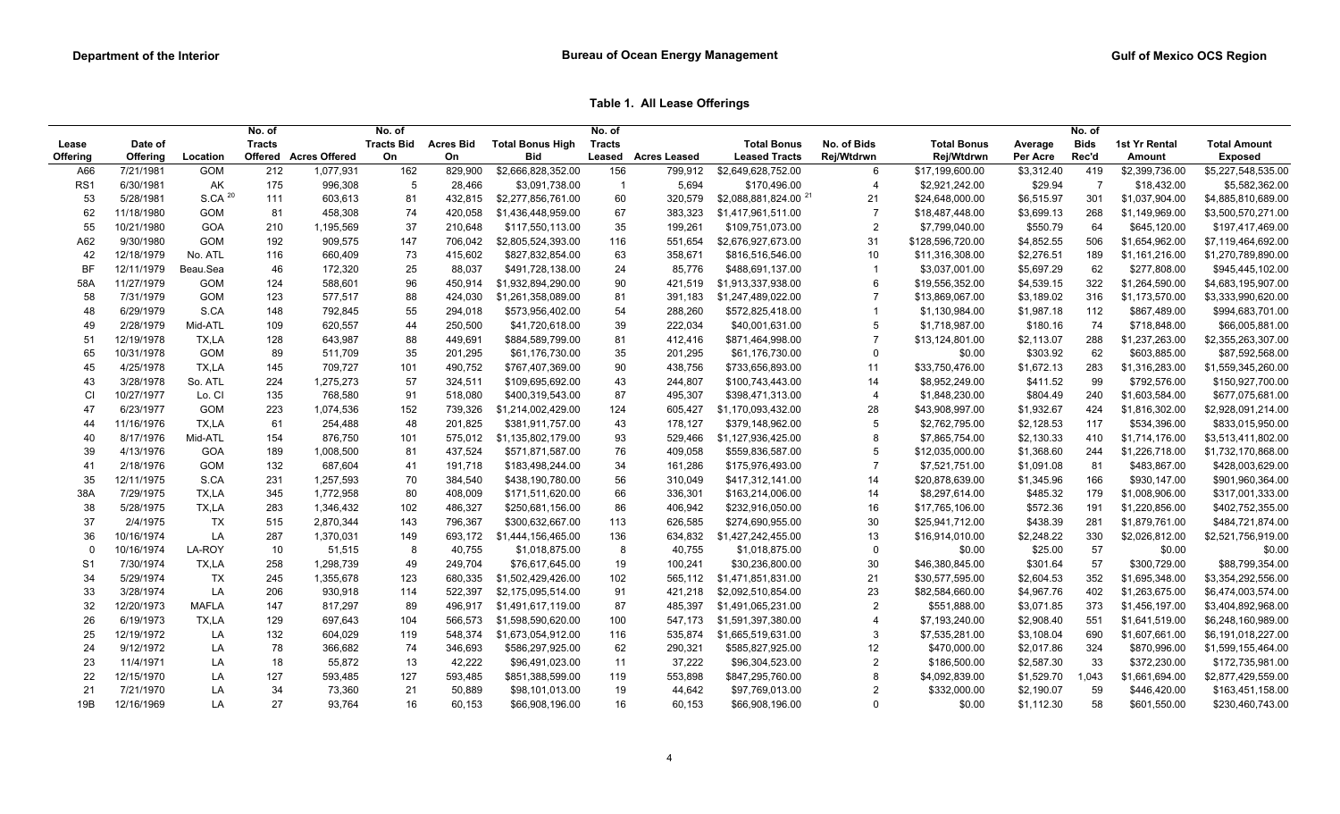**Table 1. All Lease Offerings**

| Lease Offering | Date of Offering | Location | No. of Tracts Offered | Acres Offered | No. of Tracts Bid On | Acres Bid On | Total Bonus High Bid | No. of Tracts Leased | Acres Leased | Total Bonus Leased Tracts | No. of Bids Rej/Wtdrwn | Total Bonus Rej/Wtdrwn | Average Per Acre | No. of Bids Rec'd | 1st Yr Rental Amount | Total Amount Exposed |
|---|---|---|---|---|---|---|---|---|---|---|---|---|---|---|---|---|
| A66 | 7/21/1981 | GOM | 212 | 1,077,931 | 162 | 829,900 | $2,666,828,352.00 | 156 | 799,912 | $2,649,628,752.00 | 6 | $17,199,600.00 | $3,312.40 | 419 | $2,399,736.00 | $5,227,548,535.00 |
| RS1 | 6/30/1981 | AK | 175 | 996,308 | 5 | 28,466 | $3,091,738.00 | 1 | 5,694 | $170,496.00 | 4 | $2,921,242.00 | $29.94 | 7 | $18,432.00 | $5,582,362.00 |
| 53 | 5/28/1981 | S.CA [20] | 111 | 603,613 | 81 | 432,815 | $2,277,856,761.00 | 60 | 320,579 | $2,088,881,824.00 [21] | 21 | $24,648,000.00 | $6,515.97 | 301 | $1,037,904.00 | $4,885,810,689.00 |
| 62 | 11/18/1980 | GOM | 81 | 458,308 | 74 | 420,058 | $1,436,448,959.00 | 67 | 383,323 | $1,417,961,511.00 | 7 | $18,487,448.00 | $3,699.13 | 268 | $1,149,969.00 | $3,500,570,271.00 |
| 55 | 10/21/1980 | GOA | 210 | 1,195,569 | 37 | 210,648 | $117,550,113.00 | 35 | 199,261 | $109,751,073.00 | 2 | $7,799,040.00 | $550.79 | 64 | $645,120.00 | $197,417,469.00 |
| A62 | 9/30/1980 | GOM | 192 | 909,575 | 147 | 706,042 | $2,805,524,393.00 | 116 | 551,654 | $2,676,927,673.00 | 31 | $128,596,720.00 | $4,852.55 | 506 | $1,654,962.00 | $7,119,464,692.00 |
| 42 | 12/18/1979 | No. ATL | 116 | 660,409 | 73 | 415,602 | $827,832,854.00 | 63 | 358,671 | $816,516,546.00 | 10 | $11,316,308.00 | $2,276.51 | 189 | $1,161,216.00 | $1,270,789,890.00 |
| BF | 12/11/1979 | Beau.Sea | 46 | 172,320 | 25 | 88,037 | $491,728,138.00 | 24 | 85,776 | $488,691,137.00 | 1 | $3,037,001.00 | $5,697.29 | 62 | $277,808.00 | $945,445,102.00 |
| 58A | 11/27/1979 | GOM | 124 | 588,601 | 96 | 450,914 | $1,932,894,290.00 | 90 | 421,519 | $1,913,337,938.00 | 6 | $19,556,352.00 | $4,539.15 | 322 | $1,264,590.00 | $4,683,195,907.00 |
| 58 | 7/31/1979 | GOM | 123 | 577,517 | 88 | 424,030 | $1,261,358,089.00 | 81 | 391,183 | $1,247,489,022.00 | 7 | $13,869,067.00 | $3,189.02 | 316 | $1,173,570.00 | $3,333,990,620.00 |
| 48 | 6/29/1979 | S.CA | 148 | 792,845 | 55 | 294,018 | $573,956,402.00 | 54 | 288,260 | $572,825,418.00 | 1 | $1,130,984.00 | $1,987.18 | 112 | $867,489.00 | $994,683,701.00 |
| 49 | 2/28/1979 | Mid-ATL | 109 | 620,557 | 44 | 250,500 | $41,720,618.00 | 39 | 222,034 | $40,001,631.00 | 5 | $1,718,987.00 | $180.16 | 74 | $718,848.00 | $66,005,881.00 |
| 51 | 12/19/1978 | TX,LA | 128 | 643,987 | 88 | 449,691 | $884,589,799.00 | 81 | 412,416 | $871,464,998.00 | 7 | $13,124,801.00 | $2,113.07 | 288 | $1,237,263.00 | $2,355,263,307.00 |
| 65 | 10/31/1978 | GOM | 89 | 511,709 | 35 | 201,295 | $61,176,730.00 | 35 | 201,295 | $61,176,730.00 | 0 | $0.00 | $303.92 | 62 | $603,885.00 | $87,592,568.00 |
| 45 | 4/25/1978 | TX,LA | 145 | 709,727 | 101 | 490,752 | $767,407,369.00 | 90 | 438,756 | $733,656,893.00 | 11 | $33,750,476.00 | $1,672.13 | 283 | $1,316,283.00 | $1,559,345,260.00 |
| 43 | 3/28/1978 | So. ATL | 224 | 1,275,273 | 57 | 324,511 | $109,695,692.00 | 43 | 244,807 | $100,743,443.00 | 14 | $8,952,249.00 | $411.52 | 99 | $792,576.00 | $150,927,700.00 |
| CI | 10/27/1977 | Lo. CI | 135 | 768,580 | 91 | 518,080 | $400,319,543.00 | 87 | 495,307 | $398,471,313.00 | 4 | $1,848,230.00 | $804.49 | 240 | $1,603,584.00 | $677,075,681.00 |
| 47 | 6/23/1977 | GOM | 223 | 1,074,536 | 152 | 739,326 | $1,214,002,429.00 | 124 | 605,427 | $1,170,093,432.00 | 28 | $43,908,997.00 | $1,932.67 | 424 | $1,816,302.00 | $2,928,091,214.00 |
| 44 | 11/16/1976 | TX,LA | 61 | 254,488 | 48 | 201,825 | $381,911,757.00 | 43 | 178,127 | $379,148,962.00 | 5 | $2,762,795.00 | $2,128.53 | 117 | $534,396.00 | $833,015,950.00 |
| 40 | 8/17/1976 | Mid-ATL | 154 | 876,750 | 101 | 575,012 | $1,135,802,179.00 | 93 | 529,466 | $1,127,936,425.00 | 8 | $7,865,754.00 | $2,130.33 | 410 | $1,714,176.00 | $3,513,411,802.00 |
| 39 | 4/13/1976 | GOA | 189 | 1,008,500 | 81 | 437,524 | $571,871,587.00 | 76 | 409,058 | $559,836,587.00 | 5 | $12,035,000.00 | $1,368.60 | 244 | $1,226,718.00 | $1,732,170,868.00 |
| 41 | 2/18/1976 | GOM | 132 | 687,604 | 41 | 191,718 | $183,498,244.00 | 34 | 161,286 | $175,976,493.00 | 7 | $7,521,751.00 | $1,091.08 | 81 | $483,867.00 | $428,003,629.00 |
| 35 | 12/11/1975 | S.CA | 231 | 1,257,593 | 70 | 384,540 | $438,190,780.00 | 56 | 310,049 | $417,312,141.00 | 14 | $20,878,639.00 | $1,345.96 | 166 | $930,147.00 | $901,960,364.00 |
| 38A | 7/29/1975 | TX,LA | 345 | 1,772,958 | 80 | 408,009 | $171,511,620.00 | 66 | 336,301 | $163,214,006.00 | 14 | $8,297,614.00 | $485.32 | 179 | $1,008,906.00 | $317,001,333.00 |
| 38 | 5/28/1975 | TX,LA | 283 | 1,346,432 | 102 | 486,327 | $250,681,156.00 | 86 | 406,942 | $232,916,050.00 | 16 | $17,765,106.00 | $572.36 | 191 | $1,220,856.00 | $402,752,355.00 |
| 37 | 2/4/1975 | TX | 515 | 2,870,344 | 143 | 796,367 | $300,632,667.00 | 113 | 626,585 | $274,690,955.00 | 30 | $25,941,712.00 | $438.39 | 281 | $1,879,761.00 | $484,721,874.00 |
| 36 | 10/16/1974 | LA | 287 | 1,370,031 | 149 | 693,172 | $1,444,156,465.00 | 136 | 634,832 | $1,427,242,455.00 | 13 | $16,914,010.00 | $2,248.22 | 330 | $2,026,812.00 | $2,521,756,919.00 |
| 0 | 10/16/1974 | LA-ROY | 10 | 51,515 | 8 | 40,755 | $1,018,875.00 | 8 | 40,755 | $1,018,875.00 | 0 | $0.00 | $25.00 | 57 | $0.00 | $0.00 |
| S1 | 7/30/1974 | TX,LA | 258 | 1,298,739 | 49 | 249,704 | $76,617,645.00 | 19 | 100,241 | $30,236,800.00 | 30 | $46,380,845.00 | $301.64 | 57 | $300,729.00 | $88,799,354.00 |
| 34 | 5/29/1974 | TX | 245 | 1,355,678 | 123 | 680,335 | $1,502,429,426.00 | 102 | 565,112 | $1,471,851,831.00 | 21 | $30,577,595.00 | $2,604.53 | 352 | $1,695,348.00 | $3,354,292,556.00 |
| 33 | 3/28/1974 | LA | 206 | 930,918 | 114 | 522,397 | $2,175,095,514.00 | 91 | 421,218 | $2,092,510,854.00 | 23 | $82,584,660.00 | $4,967.76 | 402 | $1,263,675.00 | $6,474,003,574.00 |
| 32 | 12/20/1973 | MAFLA | 147 | 817,297 | 89 | 496,917 | $1,491,617,119.00 | 87 | 485,397 | $1,491,065,231.00 | 2 | $551,888.00 | $3,071.85 | 373 | $1,456,197.00 | $3,404,892,968.00 |
| 26 | 6/19/1973 | TX,LA | 129 | 697,643 | 104 | 566,573 | $1,598,590,620.00 | 100 | 547,173 | $1,591,397,380.00 | 4 | $7,193,240.00 | $2,908.40 | 551 | $1,641,519.00 | $6,248,160,989.00 |
| 25 | 12/19/1972 | LA | 132 | 604,029 | 119 | 548,374 | $1,673,054,912.00 | 116 | 535,874 | $1,665,519,631.00 | 3 | $7,535,281.00 | $3,108.04 | 690 | $1,607,661.00 | $6,191,018,227.00 |
| 24 | 9/12/1972 | LA | 78 | 366,682 | 74 | 346,693 | $586,297,925.00 | 62 | 290,321 | $585,827,925.00 | 12 | $470,000.00 | $2,017.86 | 324 | $870,996.00 | $1,599,155,464.00 |
| 23 | 11/4/1971 | LA | 18 | 55,872 | 13 | 42,222 | $96,491,023.00 | 11 | 37,222 | $96,304,523.00 | 2 | $186,500.00 | $2,587.30 | 33 | $372,230.00 | $172,735,981.00 |
| 22 | 12/15/1970 | LA | 127 | 593,485 | 127 | 593,485 | $851,388,599.00 | 119 | 553,898 | $847,295,760.00 | 8 | $4,092,839.00 | $1,529.70 | 1,043 | $1,661,694.00 | $2,877,429,559.00 |
| 21 | 7/21/1970 | LA | 34 | 73,360 | 21 | 50,889 | $98,101,013.00 | 19 | 44,642 | $97,769,013.00 | 2 | $332,000.00 | $2,190.07 | 59 | $446,420.00 | $163,451,158.00 |
| 19B | 12/16/1969 | LA | 27 | 93,764 | 16 | 60,153 | $66,908,196.00 | 16 | 60,153 | $66,908,196.00 | 0 | $0.00 | $1,112.30 | 58 | $601,550.00 | $230,460,743.00 |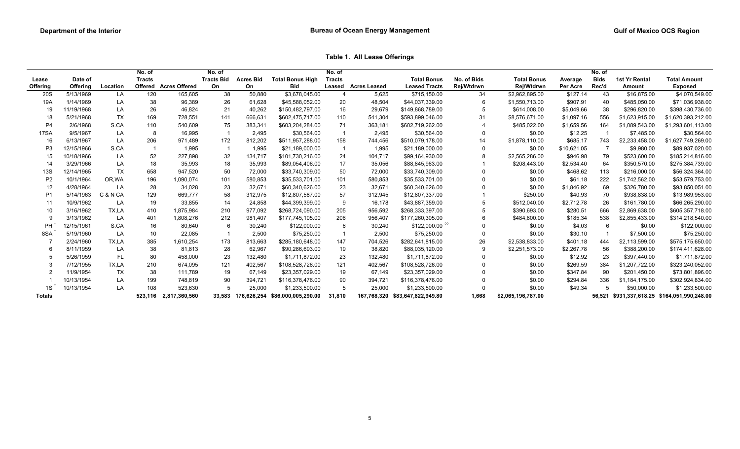Department of the Interior | Bureau of Ocean Energy Management | Gulf of Mexico OCS Region

**Table 1. All Lease Offerings**

| Lease Offering | Date of Offering | Location | No. of Tracts Offered | Acres Offered | No. of Tracts Bid On | Acres Bid On | Total Bonus High Bid | No. of Tracts Leased | Acres Leased | Total Bonus Leased Tracts | No. of Bids Rej/Wtdrwn | Total Bonus Rej/Wtdrwn | Average Per Acre | No. of Bids Rec'd | 1st Yr Rental Amount | Total Amount Exposed |
|---|---|---|---|---|---|---|---|---|---|---|---|---|---|---|---|---|
| 20S | 5/13/1969 | LA | 120 | 165,605 | 38 | 50,880 | $3,678,045.00 | 4 | 5,625 | $715,150.00 | 34 | $2,962,895.00 | $127.14 | 43 | $16,875.00 | $4,070,549.00 |
| 19A | 1/14/1969 | LA | 38 | 96,389 | 26 | 61,628 | $45,588,052.00 | 20 | 48,504 | $44,037,339.00 | 6 | $1,550,713.00 | $907.91 | 40 | $485,050.00 | $71,036,938.00 |
| 19 | 11/19/1968 | LA | 26 | 46,824 | 21 | 40,262 | $150,482,797.00 | 16 | 29,679 | $149,868,789.00 | 5 | $614,008.00 | $5,049.66 | 38 | $296,820.00 | $398,430,736.00 |
| 18 | 5/21/1968 | TX | 169 | 728,551 | 141 | 666,631 | $602,475,717.00 | 110 | 541,304 | $593,899,046.00 | 31 | $8,576,671.00 | $1,097.16 | 556 | $1,623,915.00 | $1,620,393,212.00 |
| P4 | 2/6/1968 | S.CA | 110 | 540,609 | 75 | 383,341 | $603,204,284.00 | 71 | 363,181 | $602,719,262.00 | 4 | $485,022.00 | $1,659.56 | 164 | $1,089,543.00 | $1,293,601,113.00 |
| 17SA | 9/5/1967 | LA | 8 | 16,995 | 1 | 2,495 | $30,564.00 | 1 | 2,495 | $30,564.00 | 0 | $0.00 | $12.25 | 1 | $7,485.00 | $30,564.00 |
| 16 | 6/13/1967 | LA | 206 | 971,489 | 172 | 812,202 | $511,957,288.00 | 158 | 744,456 | $510,079,178.00 | 14 | $1,878,110.00 | $685.17 | 743 | $2,233,458.00 | $1,627,749,269.00 |
| P3 | 12/15/1966 | S.CA | 1 | 1,995 | 1 | 1,995 | $21,189,000.00 | 1 | 1,995 | $21,189,000.00 | 0 | $0.00 | $10,621.05 | 7 | $9,980.00 | $89,937,020.00 |
| 15 | 10/18/1966 | LA | 52 | 227,898 | 32 | 134,717 | $101,730,216.00 | 24 | 104,717 | $99,164,930.00 | 8 | $2,565,286.00 | $946.98 | 79 | $523,600.00 | $185,214,816.00 |
| 14 | 3/29/1966 | LA | 18 | 35,993 | 18 | 35,993 | $89,054,406.00 | 17 | 35,056 | $88,845,963.00 | 1 | $208,443.00 | $2,534.40 | 64 | $350,570.00 | $275,384,739.00 |
| 13S | 12/14/1965 | TX | 658 | 947,520 | 50 | 72,000 | $33,740,309.00 | 50 | 72,000 | $33,740,309.00 | 0 | $0.00 | $468.62 | 113 | $216,000.00 | $56,324,364.00 |
| P2 | 10/1/1964 | OR,WA | 196 | 1,090,074 | 101 | 580,853 | $35,533,701.00 | 101 | 580,853 | $35,533,701.00 | 0 | $0.00 | $61.18 | 222 | $1,742,562.00 | $53,579,753.00 |
| 12 | 4/28/1964 | LA | 28 | 34,028 | 23 | 32,671 | $60,340,626.00 | 23 | 32,671 | $60,340,626.00 | 0 | $0.00 | $1,846.92 | 69 | $326,780.00 | $93,850,051.00 |
| P1 | 5/14/1963 | C & N CA | 129 | 669,777 | 58 | 312,975 | $12,807,587.00 | 57 | 312,945 | $12,807,337.00 | 1 | $250.00 | $40.93 | 70 | $938,838.00 | $13,989,953.00 |
| 11 | 10/9/1962 | LA | 19 | 33,855 | 14 | 24,858 | $44,399,399.00 | 9 | 16,178 | $43,887,359.00 | 5 | $512,040.00 | $2,712.78 | 26 | $161,780.00 | $66,265,290.00 |
| 10 | 3/16/1962 | TX,LA | 410 | 1,875,984 | 210 | 977,092 | $268,724,090.00 | 205 | 956,592 | $268,333,397.00 | 5 | $390,693.00 | $280.51 | 666 | $2,869,638.00 | $605,357,718.00 |
| 9 | 3/13/1962 | LA | 401 | 1,808,276 | 212 | 981,407 | $177,745,105.00 | 206 | 956,407 | $177,260,305.00 | 6 | $484,800.00 | $185.34 | 538 | $2,855,433.00 | $314,218,540.00 |
| PH * | 12/15/1961 | S.CA | 16 | 80,640 | 6 | 30,240 | $122,000.00 | 6 | 30,240 | $122,000.00 [22] | 0 | $0.00 | $4.03 | 6 | $0.00 | $122,000.00 |
| 8SA * | 5/19/1960 | LA | 10 | 22,085 | 1 | 2,500 | $75,250.00 | 1 | 2,500 | $75,250.00 | 0 | $0.00 | $30.10 | 1 | $7,500.00 | $75,250.00 |
| 7 | 2/24/1960 | TX,LA | 385 | 1,610,254 | 173 | 813,663 | $285,180,648.00 | 147 | 704,526 | $282,641,815.00 | 26 | $2,538,833.00 | $401.18 | 444 | $2,113,599.00 | $575,175,650.00 |
| 6 | 8/11/1959 | LA | 38 | 81,813 | 28 | 62,967 | $90,286,693.00 | 19 | 38,820 | $88,035,120.00 | 9 | $2,251,573.00 | $2,267.78 | 56 | $388,200.00 | $174,411,628.00 |
| 5 | 5/26/1959 | FL | 80 | 458,000 | 23 | 132,480 | $1,711,872.00 | 23 | 132,480 | $1,711,872.00 | 0 | $0.00 | $12.92 | 23 | $397,440.00 | $1,711,872.00 |
| 3 | 7/12/1955 | TX,LA | 210 | 674,095 | 121 | 402,567 | $108,528,726.00 | 121 | 402,567 | $108,528,726.00 | 0 | $0.00 | $269.59 | 384 | $1,207,722.00 | $323,240,052.00 |
| 2 | 11/9/1954 | TX | 38 | 111,789 | 19 | 67,149 | $23,357,029.00 | 19 | 67,149 | $23,357,029.00 | 0 | $0.00 | $347.84 | 90 | $201,450.00 | $73,801,896.00 |
| 1 | 10/13/1954 | LA | 199 | 748,819 | 90 | 394,721 | $116,378,476.00 | 90 | 394,721 | $116,378,476.00 | 0 | $0.00 | $294.84 | 336 | $1,184,175.00 | $302,924,834.00 |
| 1S * | 10/13/1954 | LA | 108 | 523,630 | 5 | 25,000 | $1,233,500.00 | 5 | 25,000 | $1,233,500.00 | 0 | $0.00 | $49.34 | 5 | $50,000.00 | $1,233,500.00 |
| **Totals** | | | **523,116** | **2,817,360,560** | **33,583** | **176,626,254** | **$86,000,005,290.00** | **31,810** | **167,768,320** | **$83,647,822,949.80** | **1,668** | **$2,065,196,787.00** | | **56,521** | **$931,337,618.25** | **$164,051,990,248.00** |